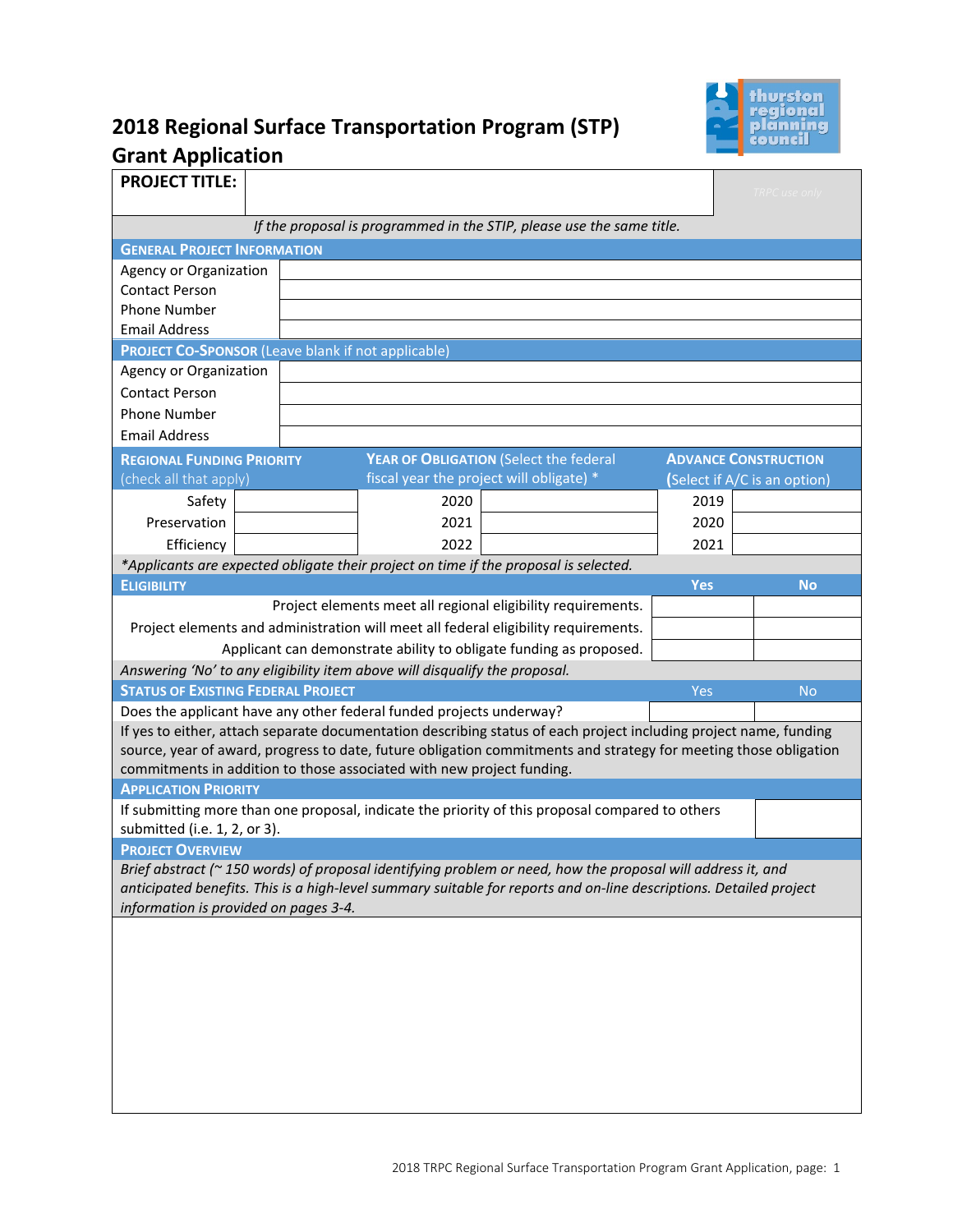# 2018 Regional Surface Transportation Program (STP) Grant Application

| **PROJECT TITLE:** | | TRPC use only |
|---|---|---|

*If the proposal is programmed in the STIP, please use the same title.*

## GENERAL PROJECT INFORMATION

| | |
|---|---|
| Agency or Organization | |
| Contact Person | |
| Phone Number | |
| Email Address | |

## PROJECT CO-SPONSOR (Leave blank if not applicable)

| | |
|---|---|
| Agency or Organization | |
| Contact Person | |
| Phone Number | |
| Email Address | |

| REGIONAL FUNDING PRIORITY (check all that apply) | | YEAR OF OBLIGATION (Select the federal fiscal year the project will obligate) * | | ADVANCE CONSTRUCTION (Select if A/C is an option) | |
|---|---|---|---|---|---|
| Safety | | 2020 | | 2019 | |
| Preservation | | 2021 | | 2020 | |
| Efficiency | | 2022 | | 2021 | |

*\*Applicants are expected obligate their project on time if the proposal is selected.*

| ELIGIBILITY | Yes | No |
|---|---|---|
| Project elements meet all regional eligibility requirements. | | |
| Project elements and administration will meet all federal eligibility requirements. | | |
| Applicant can demonstrate ability to obligate funding as proposed. | | |

*Answering 'No' to any eligibility item above will disqualify the proposal.*

| STATUS OF EXISTING FEDERAL PROJECT | Yes | No |
|---|---|---|
| Does the applicant have any other federal funded projects underway? | | |

If yes to either, attach separate documentation describing status of each project including project name, funding source, year of award, progress to date, future obligation commitments and strategy for meeting those obligation commitments in addition to those associated with new project funding.

## APPLICATION PRIORITY

| | |
|---|---|
| If submitting more than one proposal, indicate the priority of this proposal compared to others submitted (i.e. 1, 2, or 3). | |

## PROJECT OVERVIEW

*Brief abstract (~ 150 words) of proposal identifying problem or need, how the proposal will address it, and anticipated benefits. This is a high-level summary suitable for reports and on-line descriptions. Detailed project information is provided on pages 3-4.*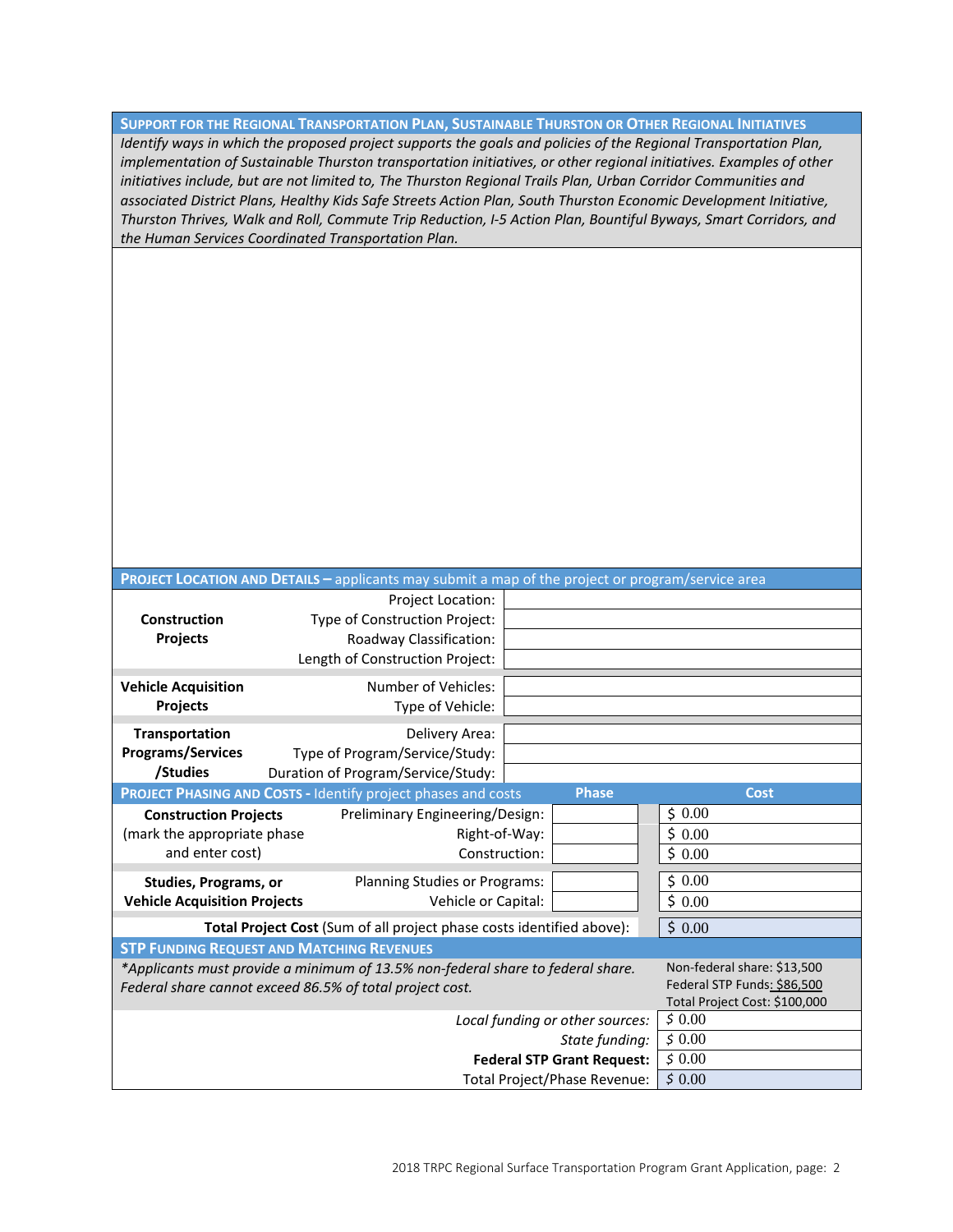## Support for the Regional Transportation Plan, Sustainable Thurston or Other Regional Initiatives

*Identify ways in which the proposed project supports the goals and policies of the Regional Transportation Plan, implementation of Sustainable Thurston transportation initiatives, or other regional initiatives. Examples of other initiatives include, but are not limited to, The Thurston Regional Trails Plan, Urban Corridor Communities and associated District Plans, Healthy Kids Safe Streets Action Plan, South Thurston Economic Development Initiative, Thurston Thrives, Walk and Roll, Commute Trip Reduction, I-5 Action Plan, Bountiful Byways, Smart Corridors, and the Human Services Coordinated Transportation Plan.*

## Project Location and Details – applicants may submit a map of the project or program/service area

| | | |
|---|---|---|
| **Construction Projects** | Project Location: | |
| | Type of Construction Project: | |
| | Roadway Classification: | |
| | Length of Construction Project: | |
| **Vehicle Acquisition Projects** | Number of Vehicles: | |
| | Type of Vehicle: | |
| **Transportation Programs/Services /Studies** | Delivery Area: | |
| | Type of Program/Service/Study: | |
| | Duration of Program/Service/Study: | |

## Project Phasing and Costs - Identify project phases and costs

| | | Phase | Cost |
|---|---|---|---|
| **Construction Projects** (mark the appropriate phase and enter cost) | Preliminary Engineering/Design: | | $ 0.00 |
| | Right-of-Way: | | $ 0.00 |
| | Construction: | | $ 0.00 |
| **Studies, Programs, or Vehicle Acquisition Projects** | Planning Studies or Programs: | | $ 0.00 |
| | Vehicle or Capital: | | $ 0.00 |
| **Total Project Cost** (Sum of all project phase costs identified above): | | | $ 0.00 |

## STP Funding Request and Matching Revenues

*\*Applicants must provide a minimum of 13.5% non-federal share to federal share. Federal share cannot exceed 86.5% of total project cost.*

Non-federal share: $13,500
Federal STP Funds: $86,500
Total Project Cost: $100,000

| | |
|---|---|
| *Local funding or other sources:* | $ 0.00 |
| *State funding:* | $ 0.00 |
| **Federal STP Grant Request:** | $ 0.00 |
| Total Project/Phase Revenue: | $ 0.00 |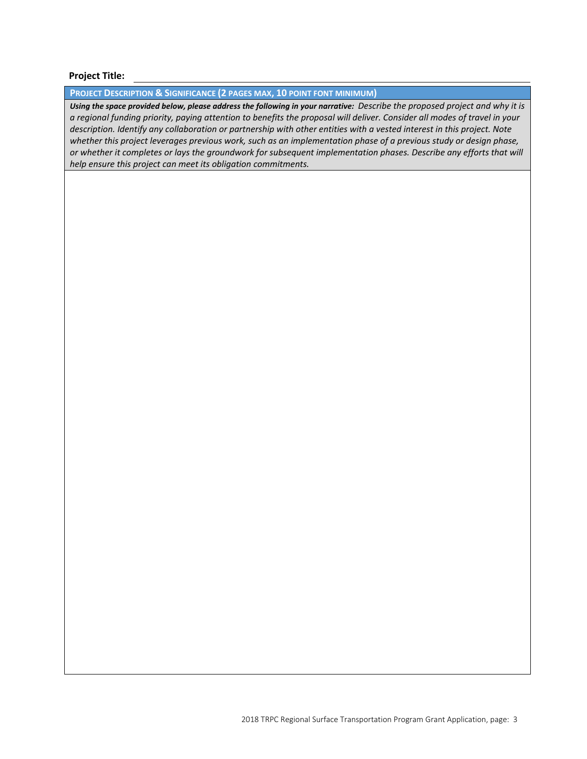**Project Title:** ______________________________

**PROJECT DESCRIPTION & SIGNIFICANCE (2 PAGES MAX, 10 POINT FONT MINIMUM)**

***Using the space provided below, please address the following in your narrative:*** *Describe the proposed project and why it is a regional funding priority, paying attention to benefits the proposal will deliver. Consider all modes of travel in your description. Identify any collaboration or partnership with other entities with a vested interest in this project. Note whether this project leverages previous work, such as an implementation phase of a previous study or design phase, or whether it completes or lays the groundwork for subsequent implementation phases. Describe any efforts that will help ensure this project can meet its obligation commitments.*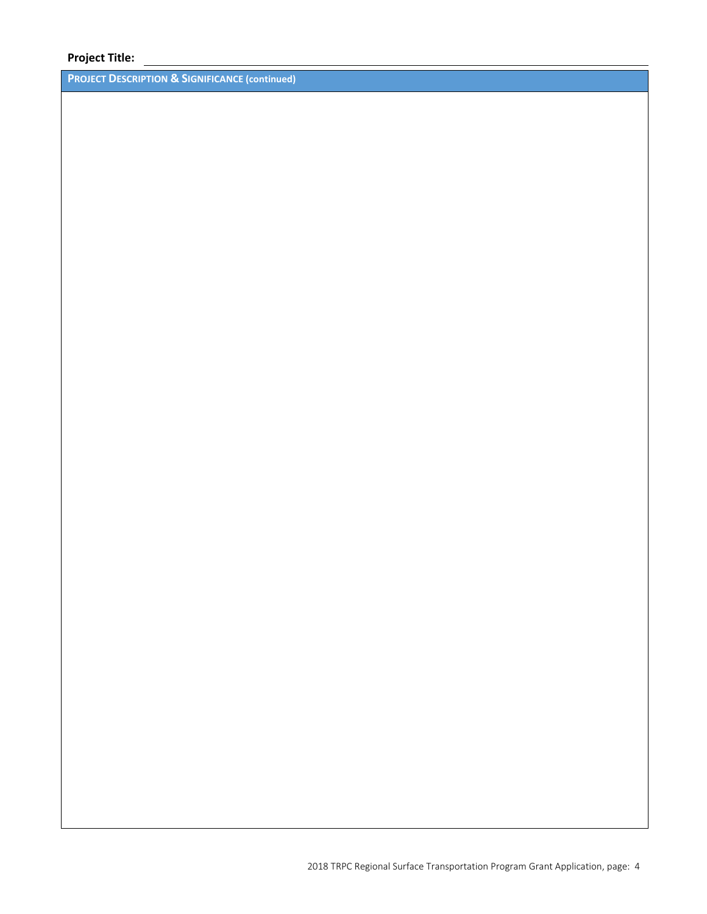**Project Title:** ______________________________________________

| PROJECT DESCRIPTION & SIGNIFICANCE (continued) |
| --- |
| |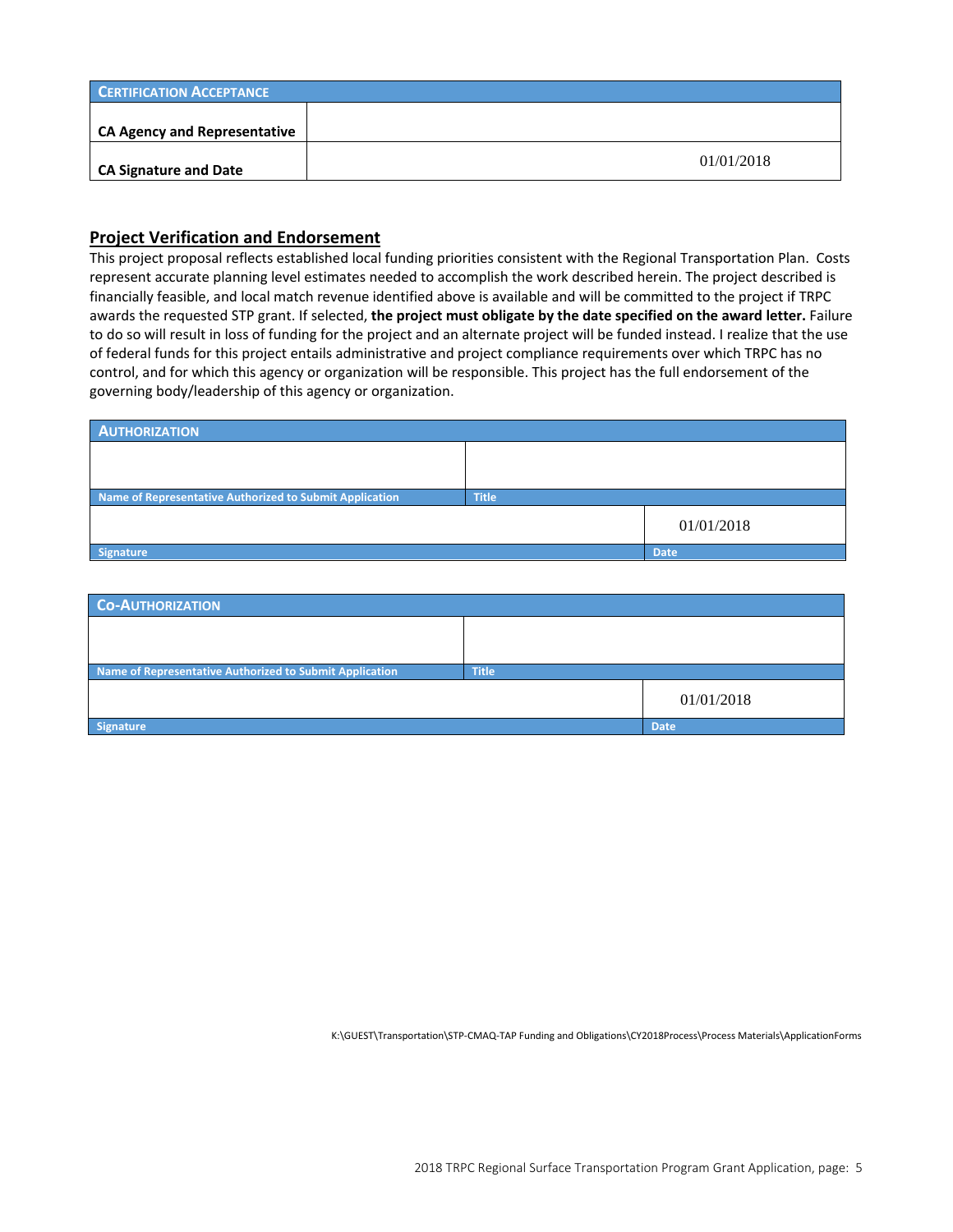| Certification Acceptance | |
|---|---|
| **CA Agency and Representative** | |
| **CA Signature and Date** | 01/01/2018 |

## Project Verification and Endorsement

This project proposal reflects established local funding priorities consistent with the Regional Transportation Plan. Costs represent accurate planning level estimates needed to accomplish the work described herein. The project described is financially feasible, and local match revenue identified above is available and will be committed to the project if TRPC awards the requested STP grant. If selected, **the project must obligate by the date specified on the award letter.** Failure to do so will result in loss of funding for the project and an alternate project will be funded instead. I realize that the use of federal funds for this project entails administrative and project compliance requirements over which TRPC has no control, and for which this agency or organization will be responsible. This project has the full endorsement of the governing body/leadership of this agency or organization.

| Authorization | |
|---|---|
| | |
| Name of Representative Authorized to Submit Application | Title |
| | 01/01/2018 |
| Signature | Date |

| Co-Authorization | |
|---|---|
| | |
| Name of Representative Authorized to Submit Application | Title |
| | 01/01/2018 |
| Signature | Date |

K:\GUEST\Transportation\STP-CMAQ-TAP Funding and Obligations\CY2018Process\Process Materials\ApplicationForms